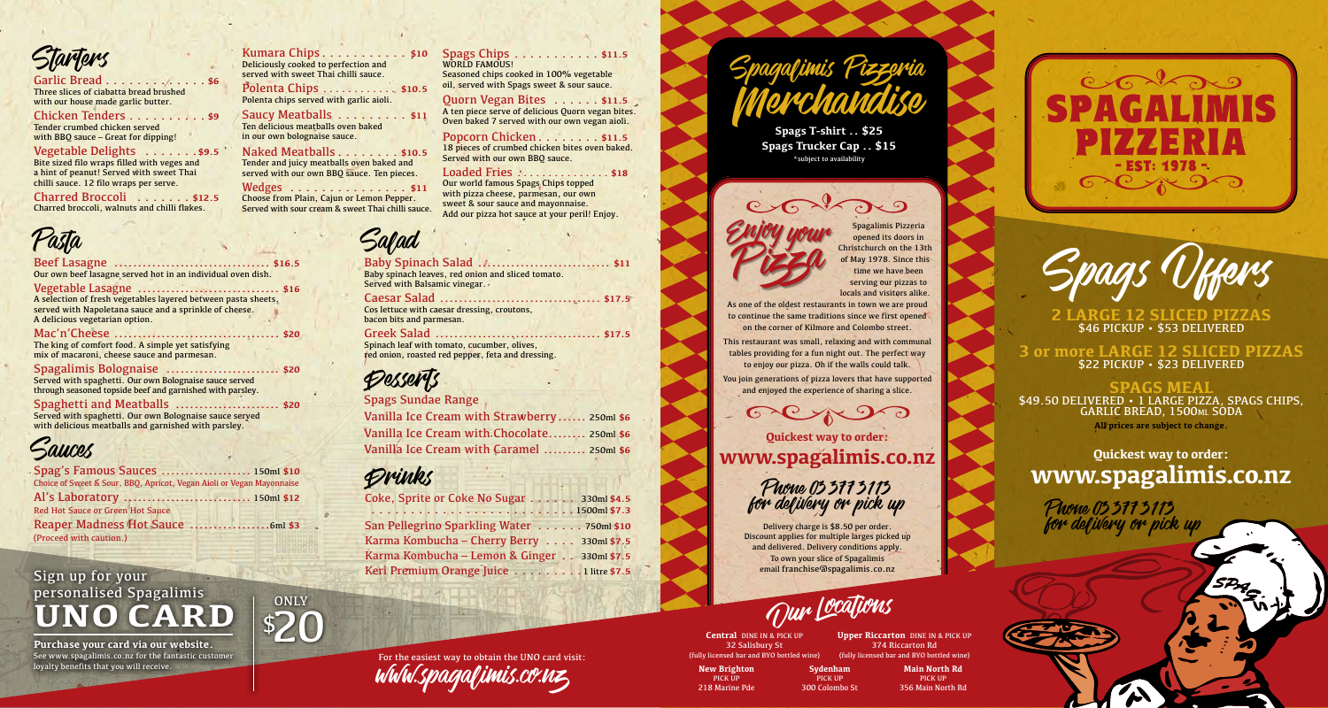# Starters

**Garlic Bread** ............ **$6**
Three slices of ciabatta bread brushed with our house made garlic butter.

**Chicken Tenders** .......... **$9**
Tender crumbed chicken served with BBQ sauce – Great for dipping!

**Vegetable Delights** ....... **$9.5**
Bite sized filo wraps filled with veges and a hint of peanut! Served with sweet Thai chilli sauce. 12 filo wraps per serve.

**Charred Broccoli** ....... **$12.5**
Charred broccoli, walnuts and chilli flakes.

**Kumara Chips** ........... **$10**
Deliciously cooked to perfection and served with sweet Thai chilli sauce.

**Polenta Chips** ........... **$10.5**
Polenta chips served with garlic aioli.

**Saucy Meatballs** ......... **$11**
Ten delicious meatballs oven baked in our own bolognaise sauce.

**Naked Meatballs** ........ **$10.5**
Tender and juicy meatballs oven baked and served with our own BBQ sauce. Ten pieces.

**Wedges** ................. **$11**
Choose from Plain, Cajun or Lemon Pepper. Served with sour cream & sweet Thai chilli sauce.

**Spags Chips** ........... **$11.5**
WORLD FAMOUS!
Seasoned chips cooked in 100% vegetable oil, served with Spags sweet & sour sauce.

**Quorn Vegan Bites** ...... **$11.5**
A ten piece serve of delicious Quorn vegan bites. Oven baked 7 served with our own vegan aioli.

**Popcorn Chicken** ........ **$11.5**
18 pieces of crumbed chicken bites oven baked. Served with our own BBQ sauce.

**Loaded Fries** ............. **$18**
Our world famous Spags Chips topped with pizza cheese, parmesan, our own sweet & sour sauce and mayonnaise. Add our pizza hot sauce at your peril! Enjoy.

# Pasta

**Beef Lasagne** ................................ **$16.5**
Our own beef lasagne served hot in an individual oven dish.

**Vegetable Lasagne** ............................ **$16**
A selection of fresh vegetables layered between pasta sheets, served with Napoletana sauce and a sprinkle of cheese. A delicious vegetarian option.

**Mac'n'Cheese** .................................. **$20**
The king of comfort food. A simple yet satisfying mix of macaroni, cheese sauce and parmesan.

**Spagalimis Bolognaise** ........................ **$20**
Served with spaghetti. Our own Bolognaise sauce served through seasoned topside beef and garnished with parsley.

**Spaghetti and Meatballs** ...................... **$20**
Served with spaghetti. Our own Bolognaise sauce served with delicious meatballs and garnished with parsley.

# Sauces

**Spag's Famous Sauces** .................. 150ml **$10**
Choice of Sweet & Sour, BBQ, Apricot, Vegan Aioli or Vegan Mayonnaise

**Al's Laboratory** ........................ 150ml **$12**
Red Hot Sauce or Green Hot Sauce

**Reaper Madness Hot Sauce** ............... 6ml **$3**
(Proceed with caution.)

# Salad

**Baby Spinach Salad** ........................... **$11**
Baby spinach leaves, red onion and sliced tomato. Served with Balsamic vinegar.

**Caesar Salad** ................................. **$17.5**
Cos lettuce with caesar dressing, croutons, bacon bits and parmesan.

**Greek Salad** .................................. **$17.5**
Spinach leaf with tomato, cucumber, olives, red onion, roasted red pepper, feta and dressing.

# Desserts

**Spags Sundae Range**

Vanilla Ice Cream with Strawberry ...... 250ml **$6**
Vanilla Ice Cream with Chocolate ........ 250ml **$6**
Vanilla Ice Cream with Caramel ......... 250ml **$6**

# Drinks

Coke, Sprite or Coke No Sugar ....... 330ml **$4.5**
........................................ 1500ml **$7.3**
San Pellegrino Sparkling Water ....... 750ml **$10**
Karma Kombucha – Cherry Berry .... 330ml **$7.5**
Karma Kombucha – Lemon & Ginger .. 330ml **$7.5**
Keri Premium Orange Juice ........... 1 litre **$7.5**

## Sign up for your personalised Spagalimis UNO CARD

ONLY **$20**

**Purchase your card via our website.**
See www.spagalimis.co.nz for the fantastic customer loyalty benefits that you will receive.

For the easiest way to obtain the UNO card visit:
www.spagalimis.co.nz

# Spagalimis Pizzeria Merchandise

**Spags T-shirt .. $25**
**Spags Trucker Cap .. $15**
*subject to availability

## Enjoy your Pizza

Spagalimis Pizzeria opened its doors in Christchurch on the 13th of May 1978. Since this time we have been serving our pizzas to locals and visitors alike.

As one of the oldest restaurants in town we are proud to continue the same traditions since we first opened on the corner of Kilmore and Colombo street.

This restaurant was small, relaxing and with communal tables providing for a fun night out. The perfect way to enjoy our pizza. Oh if the walls could talk.

You join generations of pizza lovers that have supported and enjoyed the experience of sharing a slice.

**Quickest way to order:**
**www.spagalimis.co.nz**

Phone 03 377 3113 for delivery or pick up

Delivery charge is $8.50 per order. Discount applies for multiple larges picked up and delivered. Delivery conditions apply. To own your slice of Spagalimis email franchise@spagalimis.co.nz

# Our Locations

**Central** DINE IN & PICK UP
32 Salisbury St
(fully licensed bar and BYO bottled wine)

**Upper Riccarton** DINE IN & PICK UP
374 Riccarton Rd
(fully licensed bar and BYO bottled wine)

**New Brighton** PICK UP
218 Marine Pde

**Sydenham** PICK UP
300 Colombo St

**Main North Rd** PICK UP
356 Main North Rd

# SPAGALIMIS PIZZERIA
- EST: 1978 -

# Spags Offers

**2 LARGE 12 SLICED PIZZAS**
$46 PICKUP • $53 DELIVERED

**3 or more LARGE 12 SLICED PIZZAS**
$22 PICKUP • $23 DELIVERED

**SPAGS MEAL**
$49.50 DELIVERED • 1 LARGE PIZZA, SPAGS CHIPS, GARLIC BREAD, 1500ML SODA

**All prices are subject to change.**

**Quickest way to order:**
**www.spagalimis.co.nz**

Phone 03 377 3113 for delivery or pick up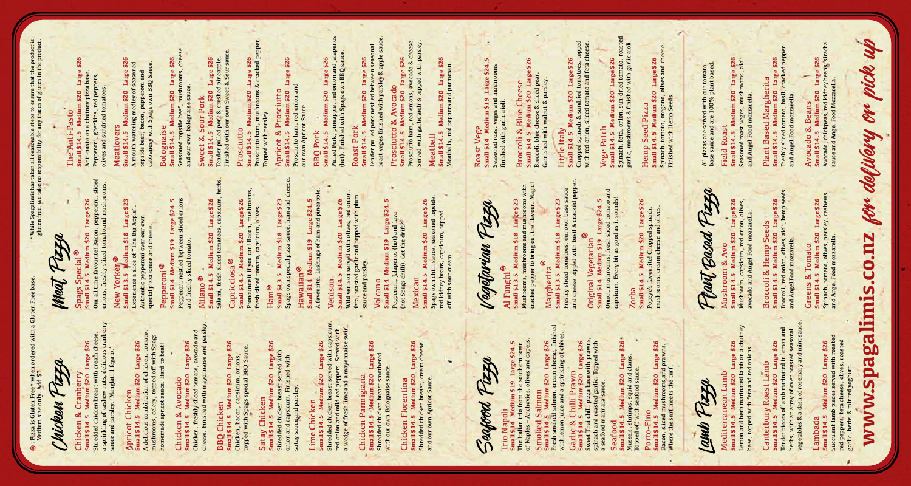⊛ : Pizza is Gluten Free* when ordered with a Gluten Free base. Medium size only. Add $3

*While Spagalimis has taken all reasonable steps to ensure that the product is gluten free, we take no responsibility for any traces of gluten in the product.

# Chicken Pizza

### Chicken & Cranberry
**Small $14.5 Medium $20 Large $26**
Shredded chicken breast with cream cheese, a sprinkling of cashew nuts, delicious cranberry sauce and parsley. Mangiati il fegato.

### Apricot Chicken
**Small $14.5 Medium $20 Large $26**
A delicious combination of chicken, tomato, mushrooms, celery, topped off with Spags homemade apricot sauce. Hard to beat!

### Chicken & Avocado
**Small $14.5 Medium $20 Large $26**
Chicken, freshly sliced tomato, avocado and cheese. Finished with mayonnaise and parsley.

### BBQ Chicken
**Small $14.5 Medium $20 Large $26**
Chicken, bacon, capsicum, onions, topped with Spags special BBQ Sauce.

### Satay Chicken
**Small $14.5 Medium $20 Large $26**
Shredded chicken breast served with onion and capsicum. Finished with satay sauce and parsley.

### Lime Chicken
**Small $14.5 Medium $20 Large $26**
Shredded chicken breast served with capsicum, red onion and mild red peppers. Served with a wedge of fresh lime and a mayonnaise swirl.

### Chicken Parmigiana
**Small $14.5 Medium $20 Large $26**
Shredded chicken breast smothered with our own Bolognaise sauce.

### Chicken Florentina
**Small $14.5 Medium $20 Large $26**
Shredded chicken breast, cream cheese and our own Apricot Sauce.

# Meat Pizza

### Spags Special ⊛
**Small $14.5 Medium $20 Large $26**
Our all time favourite! Bacon, pepperoni, sliced onions, freshly sliced tomato and mushrooms.

### New Yorker ⊛
**Small $13.5 Medium $18 Large $23**
Experience a slice of "The Big Apple". Authentic pepperoni over our own special pizza sauce and cheese.

### Pepperoni ⊛
**Small $14 Medium $19 Large $24.5**
Pepperoni nestled between sliced onions and freshly sliced tomato.

### Milano ⊛
**Small $14.5 Medium $20 Large $26**
Salami, fresh sliced tomatoes, capsicum, herbs.

### Capricciosa ⊛
**Small $14.5 Medium $20 Large $26**
Pronounce it if you can! Bacon, mushrooms, fresh sliced tomato, capsicum, olives.

### Ham ⊛
**Small $13.5 Medium $18 Large $23**
Spags own special pizza sauce, ham and cheese.

### Hawaiian ⊛
**Small $14 Medium $19 Large $24.5**
A favourite. Lashings of ham and pineapple.

### Venison
**Small $14.5 Medium $20 Large $26**
Wild venison served with olives, red onion, feta, roasted garlic and topped with plum sauce and parsley.

### Volcano
**Small $14 Medium $19 Large $24.5**
Pepperoni, Jalapenos (hot) and lava (hot Spags chilli). Get the drift?

### Mexican
**Small $14.5 Medium $20 Large $26**
Spags own chilli sauce, seasoned topside, red kidney beans, capsicum, topped off with sour cream.

### The Anti-Pasto
**Small $14.5 Medium $20 Large $26**
Anti-pasto on a chutney pizza base. Pepperoni, gherkins, red peppers, olives and sundried tomatoes.

### Meatlovers
**Small $14.5 Medium $20 Large $26**
A mouth-watering medley of seasoned topside beef, bacon, pepperoni and cabbanossy with Spags own BBQ Sauce.

### Bolognaise
**Small $14.5 Medium $20 Large $26**
Seasoned topside beef, mushrooms, cheese and our own bolognaise sauce.

### Sweet & Sour Pork
**Small $14.5 Medium $20 Large $26**
Tender pulled pork & crushed pineapple. Finished with our own Sweet & Sour sauce.

### Prosciutto
**Small $14.5 Medium $20 Large $26**
Prosciutto ham, mushrooms & cracked pepper. Topped with parsley.

### Apricot & Prosciutto
**Small $14.5 Medium $20 Large $26**
Prosciutto ham, red onion and our own Apricot Sauce.

### BBQ Pork
**Small $14.5 Medium $20 Large $26**
Pulled Pork, pineapple, red onion and jalapenos (hot). Finished with Spags own BBQ sauce.

### Roast Pork
**Small $14.5 Medium $20 Large $26**
Tender pulled pork nestled between seasonal roast veges finished with parsley & apple sauce.

### Prosciutto & Avocado
**Small $14.5 Medium $20 Large $26**
Prosciutto ham, red onions, avocado & cheese. Served with garlic aioli & topped with parsley.

### Meatball
**Small $14.5 Medium $20 Large $26**
Meatballs, red peppers and parmesan.

# Seafood Pizza

### Trio Napoli
**Small $14 Medium $19 Large $24.5**
The Italian trio from the southern town of Naples – Anchovies, olives and capers.

### Smoked Salmon
**Small $14.5 Medium $20 Large $26**
Fresh smoked salmon, cream cheese, finished with lemon juice and a sprinkling of chives.

### Garlic & Chilli Prawn
**Small $14.5 Medium $20 Large $26**
Sweet Thai chilli pizza base with prawns, spinach and roasted garlic. Topped with a seafood marinara sauce.

### Seafood
**Small $14.5 Medium $20 Large $26**
Mussels, shrimps, squid and clams. Topped off with seafood sauce.

### Porto-Fino
**Small $14.5 Medium $20 Large $26**
Bacon, sliced mushrooms and prawns. Where the surf meets the turf.

# Vegetarian Pizza

### Al Funghi ⊛
**Small $13.5 Medium $18 Large $23**
Mushrooms, mushrooms and mushrooms with cracked pepper to bring out the flavour. Magic!

### Margherita ⊛
**Small $13.5 Medium $18 Large $23**
Freshly sliced tomatoes, our own base sauce and cheese topped with basil & cracked pepper.

### Original Vegetarian ⊛
**Small $14 Medium $19 Large $24.5**
Onion, mushrooms, fresh sliced tomato and capsicum. Every bit as good as it sounds!

### Zorba
**Small $14.5 Medium $20 Large $26**
Popeye's favourite! Chopped spinach, mushrooms, cream cheese and olives.

### Roast Vege
**Small $14 Medium $19 Large $24.5**
Seasoned roast veges and mushrooms finished with garlic aioli.

### Broccoli & Blue Cheese
**Small $14.5 Medium $20 Large $26**
Broccoli, blue cheese & sliced pear. Garnished with walnut & parsley.

### Little Italy
**Small $14.5 Medium $20 Large $26**
Chopped spinach & sundried tomatoes, topped with red onion, sliced tomato and feta cheese.

### Vege Patch
**Small $14.5 Medium $20 Large $26**
Spinach, feta, onion, sun-dried tomato, roasted garlic, mushrooms & finished with garlic aioli.

### Hemp Seed Pizza
**Small $14.5 Medium $20 Large $26**
Spinach, tomato, oregano, olives and cheese. Finished with Hemp Seeds.

# Lamb Pizza

### Mediterranean Lamb
**Small $14.5 Medium $20 Large $26**
Lemon and herb marinated lamb on a chutney base, topped with feta and red onions.

### Canterbury Roast Lamb
**Small $14.5 Medium $20 Large $26**
Tender pieces of lamb marinated in lemon and herbs, with an array of oven roasted seasonal vegetables & a dash of rosemary and mint sauce.

### Lambada
**Small $14.5 Medium $20 Large $26**
Succulent lamb pieces served with roasted red peppers, feta cheese, olives, roasted garlic, herbs & minted yoghurt.

# Plant Based Pizza

All pizzas are served with our tomato base sauce and are 100% plant based.

### Mushroom & Avo
**Small $14.5 Medium $20 Large $26**
Mushroom, capsicum, red onion, olives, avocado and Angel Food mozzarella.

### Broccoli & Hemp Seeds
**Small $14.5 Medium $20 Large $26**
Broccoli, red onion, olives, aioli, hemp seeds and Angel Food mozzarella.

### Greens & Tomato
**Small $14.5 Medium $20 Large $26**
Spinach, tomato, olives, parsley, cashews and Angel Food mozzarella.

### Field Roast
**Small $14.5 Medium $20 Large $26**
Seasoned roast veges, mushrooms, aioli and Angel Food mozzarella.

### Plant Based Margherita
**Small $14.5 Medium $20 Large $26**
Freshly sliced tomato, basil, cracked pepper and Angel Food mozzarella.

### Avocado & Beans
**Small $14.5 Medium $20 Large $26**
Avocado, chickpeas, red kidney beans, Siracha sauce and Angel Food Mozzarella.

**www.spagalimis.co.nz** *for delivery or pick up*